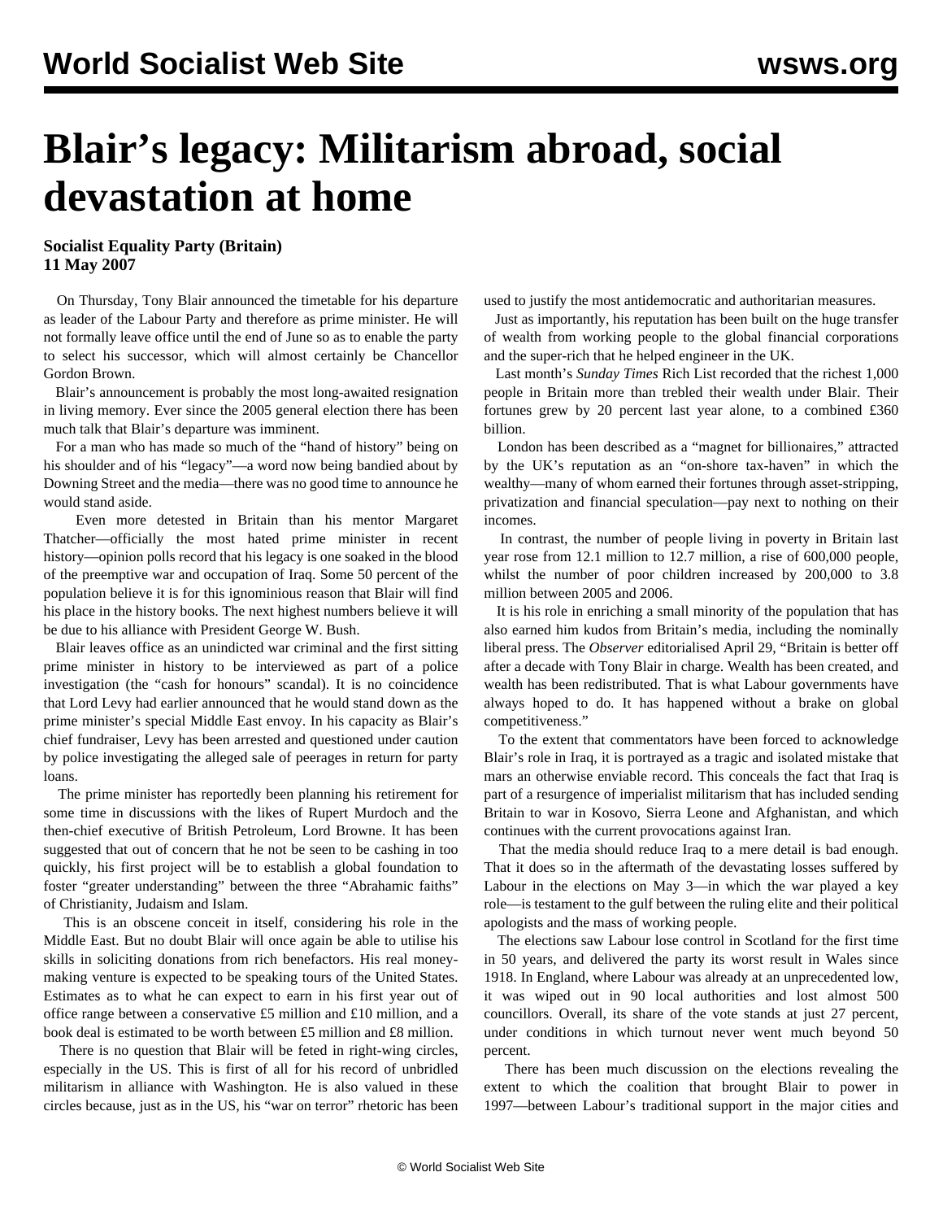# Blair's legacy: Militarism abroad, social devastation at home

**Socialist Equality Party (Britain)**
**11 May 2007**

On Thursday, Tony Blair announced the timetable for his departure as leader of the Labour Party and therefore as prime minister. He will not formally leave office until the end of June so as to enable the party to select his successor, which will almost certainly be Chancellor Gordon Brown.

Blair's announcement is probably the most long-awaited resignation in living memory. Ever since the 2005 general election there has been much talk that Blair's departure was imminent.

For a man who has made so much of the "hand of history" being on his shoulder and of his "legacy"—a word now being bandied about by Downing Street and the media—there was no good time to announce he would stand aside.

Even more detested in Britain than his mentor Margaret Thatcher—officially the most hated prime minister in recent history—opinion polls record that his legacy is one soaked in the blood of the preemptive war and occupation of Iraq. Some 50 percent of the population believe it is for this ignominious reason that Blair will find his place in the history books. The next highest numbers believe it will be due to his alliance with President George W. Bush.

Blair leaves office as an unindicted war criminal and the first sitting prime minister in history to be interviewed as part of a police investigation (the "cash for honours" scandal). It is no coincidence that Lord Levy had earlier announced that he would stand down as the prime minister's special Middle East envoy. In his capacity as Blair's chief fundraiser, Levy has been arrested and questioned under caution by police investigating the alleged sale of peerages in return for party loans.

The prime minister has reportedly been planning his retirement for some time in discussions with the likes of Rupert Murdoch and the then-chief executive of British Petroleum, Lord Browne. It has been suggested that out of concern that he not be seen to be cashing in too quickly, his first project will be to establish a global foundation to foster "greater understanding" between the three "Abrahamic faiths" of Christianity, Judaism and Islam.

This is an obscene conceit in itself, considering his role in the Middle East. But no doubt Blair will once again be able to utilise his skills in soliciting donations from rich benefactors. His real money-making venture is expected to be speaking tours of the United States. Estimates as to what he can expect to earn in his first year out of office range between a conservative £5 million and £10 million, and a book deal is estimated to be worth between £5 million and £8 million.

There is no question that Blair will be feted in right-wing circles, especially in the US. This is first of all for his record of unbridled militarism in alliance with Washington. He is also valued in these circles because, just as in the US, his "war on terror" rhetoric has been used to justify the most antidemocratic and authoritarian measures.

Just as importantly, his reputation has been built on the huge transfer of wealth from working people to the global financial corporations and the super-rich that he helped engineer in the UK.

Last month's *Sunday Times* Rich List recorded that the richest 1,000 people in Britain more than trebled their wealth under Blair. Their fortunes grew by 20 percent last year alone, to a combined £360 billion.

London has been described as a "magnet for billionaires," attracted by the UK's reputation as an "on-shore tax-haven" in which the wealthy—many of whom earned their fortunes through asset-stripping, privatization and financial speculation—pay next to nothing on their incomes.

In contrast, the number of people living in poverty in Britain last year rose from 12.1 million to 12.7 million, a rise of 600,000 people, whilst the number of poor children increased by 200,000 to 3.8 million between 2005 and 2006.

It is his role in enriching a small minority of the population that has also earned him kudos from Britain's media, including the nominally liberal press. The *Observer* editorialised April 29, "Britain is better off after a decade with Tony Blair in charge. Wealth has been created, and wealth has been redistributed. That is what Labour governments have always hoped to do. It has happened without a brake on global competitiveness."

To the extent that commentators have been forced to acknowledge Blair's role in Iraq, it is portrayed as a tragic and isolated mistake that mars an otherwise enviable record. This conceals the fact that Iraq is part of a resurgence of imperialist militarism that has included sending Britain to war in Kosovo, Sierra Leone and Afghanistan, and which continues with the current provocations against Iran.

That the media should reduce Iraq to a mere detail is bad enough. That it does so in the aftermath of the devastating losses suffered by Labour in the elections on May 3—in which the war played a key role—is testament to the gulf between the ruling elite and their political apologists and the mass of working people.

The elections saw Labour lose control in Scotland for the first time in 50 years, and delivered the party its worst result in Wales since 1918. In England, where Labour was already at an unprecedented low, it was wiped out in 90 local authorities and lost almost 500 councillors. Overall, its share of the vote stands at just 27 percent, under conditions in which turnout never went much beyond 50 percent.

There has been much discussion on the elections revealing the extent to which the coalition that brought Blair to power in 1997—between Labour's traditional support in the major cities and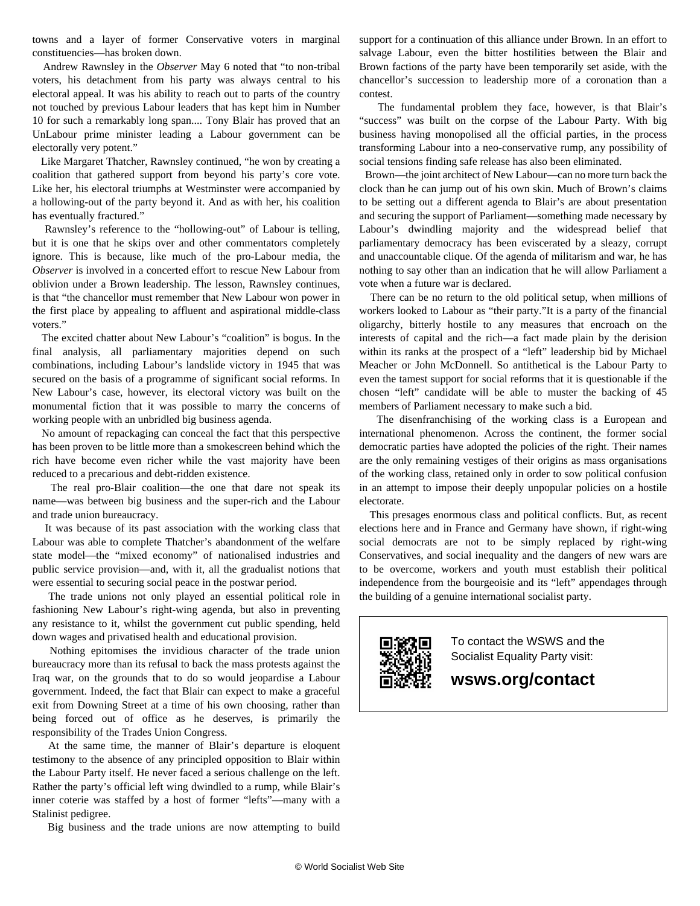towns and a layer of former Conservative voters in marginal constituencies—has broken down.

Andrew Rawnsley in the *Observer* May 6 noted that "to non-tribal voters, his detachment from his party was always central to his electoral appeal. It was his ability to reach out to parts of the country not touched by previous Labour leaders that has kept him in Number 10 for such a remarkably long span.... Tony Blair has proved that an UnLabour prime minister leading a Labour government can be electorally very potent."

Like Margaret Thatcher, Rawnsley continued, "he won by creating a coalition that gathered support from beyond his party's core vote. Like her, his electoral triumphs at Westminster were accompanied by a hollowing-out of the party beyond it. And as with her, his coalition has eventually fractured."

Rawnsley's reference to the "hollowing-out" of Labour is telling, but it is one that he skips over and other commentators completely ignore. This is because, like much of the pro-Labour media, the *Observer* is involved in a concerted effort to rescue New Labour from oblivion under a Brown leadership. The lesson, Rawnsley continues, is that "the chancellor must remember that New Labour won power in the first place by appealing to affluent and aspirational middle-class voters."

The excited chatter about New Labour's "coalition" is bogus. In the final analysis, all parliamentary majorities depend on such combinations, including Labour's landslide victory in 1945 that was secured on the basis of a programme of significant social reforms. In New Labour's case, however, its electoral victory was built on the monumental fiction that it was possible to marry the concerns of working people with an unbridled big business agenda.

No amount of repackaging can conceal the fact that this perspective has been proven to be little more than a smokescreen behind which the rich have become even richer while the vast majority have been reduced to a precarious and debt-ridden existence.

The real pro-Blair coalition—the one that dare not speak its name—was between big business and the super-rich and the Labour and trade union bureaucracy.

It was because of its past association with the working class that Labour was able to complete Thatcher's abandonment of the welfare state model—the "mixed economy" of nationalised industries and public service provision—and, with it, all the gradualist notions that were essential to securing social peace in the postwar period.

The trade unions not only played an essential political role in fashioning New Labour's right-wing agenda, but also in preventing any resistance to it, whilst the government cut public spending, held down wages and privatised health and educational provision.

Nothing epitomises the invidious character of the trade union bureaucracy more than its refusal to back the mass protests against the Iraq war, on the grounds that to do so would jeopardise a Labour government. Indeed, the fact that Blair can expect to make a graceful exit from Downing Street at a time of his own choosing, rather than being forced out of office as he deserves, is primarily the responsibility of the Trades Union Congress.

At the same time, the manner of Blair's departure is eloquent testimony to the absence of any principled opposition to Blair within the Labour Party itself. He never faced a serious challenge on the left. Rather the party's official left wing dwindled to a rump, while Blair's inner coterie was staffed by a host of former "lefts"—many with a Stalinist pedigree.

Big business and the trade unions are now attempting to build support for a continuation of this alliance under Brown. In an effort to salvage Labour, even the bitter hostilities between the Blair and Brown factions of the party have been temporarily set aside, with the chancellor's succession to leadership more of a coronation than a contest.

The fundamental problem they face, however, is that Blair's "success" was built on the corpse of the Labour Party. With big business having monopolised all the official parties, in the process transforming Labour into a neo-conservative rump, any possibility of social tensions finding safe release has also been eliminated.

Brown—the joint architect of New Labour—can no more turn back the clock than he can jump out of his own skin. Much of Brown's claims to be setting out a different agenda to Blair's are about presentation and securing the support of Parliament—something made necessary by Labour's dwindling majority and the widespread belief that parliamentary democracy has been eviscerated by a sleazy, corrupt and unaccountable clique. Of the agenda of militarism and war, he has nothing to say other than an indication that he will allow Parliament a vote when a future war is declared.

There can be no return to the old political setup, when millions of workers looked to Labour as "their party."It is a party of the financial oligarchy, bitterly hostile to any measures that encroach on the interests of capital and the rich—a fact made plain by the derision within its ranks at the prospect of a "left" leadership bid by Michael Meacher or John McDonnell. So antithetical is the Labour Party to even the tamest support for social reforms that it is questionable if the chosen "left" candidate will be able to muster the backing of 45 members of Parliament necessary to make such a bid.

The disenfranchising of the working class is a European and international phenomenon. Across the continent, the former social democratic parties have adopted the policies of the right. Their names are the only remaining vestiges of their origins as mass organisations of the working class, retained only in order to sow political confusion in an attempt to impose their deeply unpopular policies on a hostile electorate.

This presages enormous class and political conflicts. But, as recent elections here and in France and Germany have shown, if right-wing social democrats are not to be simply replaced by right-wing Conservatives, and social inequality and the dangers of new wars are to be overcome, workers and youth must establish their political independence from the bourgeoisie and its "left" appendages through the building of a genuine international socialist party.

To contact the WSWS and the Socialist Equality Party visit:

**wsws.org/contact**